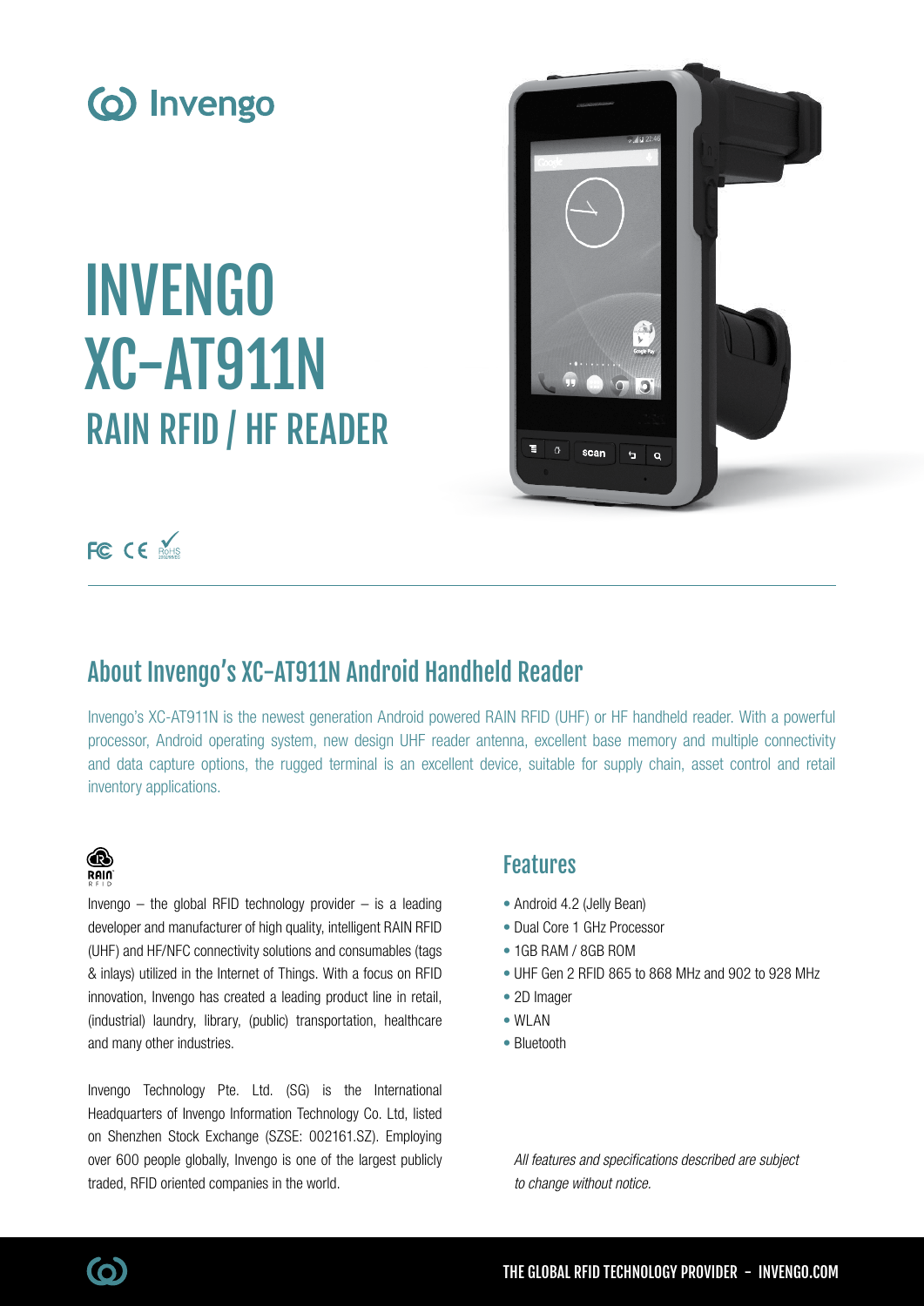# INVENGO XC-AT911N RAIN RFID / HF READER

## About Invengo's XC-AT911N Android Handheld Reader

Invengo's XC-AT911N is the newest generation Android powered RAIN RFID (UHF) or HF handheld reader. With a powerful processor, Android operating system, new design UHF reader antenna, excellent base memory and multiple connectivity and data capture options, the rugged terminal is an excellent device, suitable for supply chain, asset control and retail inventory applications.

Invengo – the global RFID technology provider – is a leading developer and manufacturer of high quality, intelligent RAIN RFID (UHF) and HF/NFC connectivity solutions and consumables (tags & inlays) utilized in the Internet of Things. With a focus on RFID innovation, Invengo has created a leading product line in retail, (industrial) laundry, library, (public) transportation, healthcare and many other industries.

Invengo Technology Pte. Ltd. (SG) is the International Headquarters of Invengo Information Technology Co. Ltd, listed on Shenzhen Stock Exchange (SZSE: 002161.SZ). Employing over 600 people globally, Invengo is one of the largest publicly traded, RFID oriented companies in the world.

## Features

- Android 4.2 (Jelly Bean)
- Dual Core 1 GHz Processor
- 1GB RAM / 8GB ROM
- UHF Gen 2 RFID 865 to 868 MHz and 902 to 928 MHz
- 2D Imager
- WLAN
- Bluetooth

*All features and specifications described are subject to change without notice.*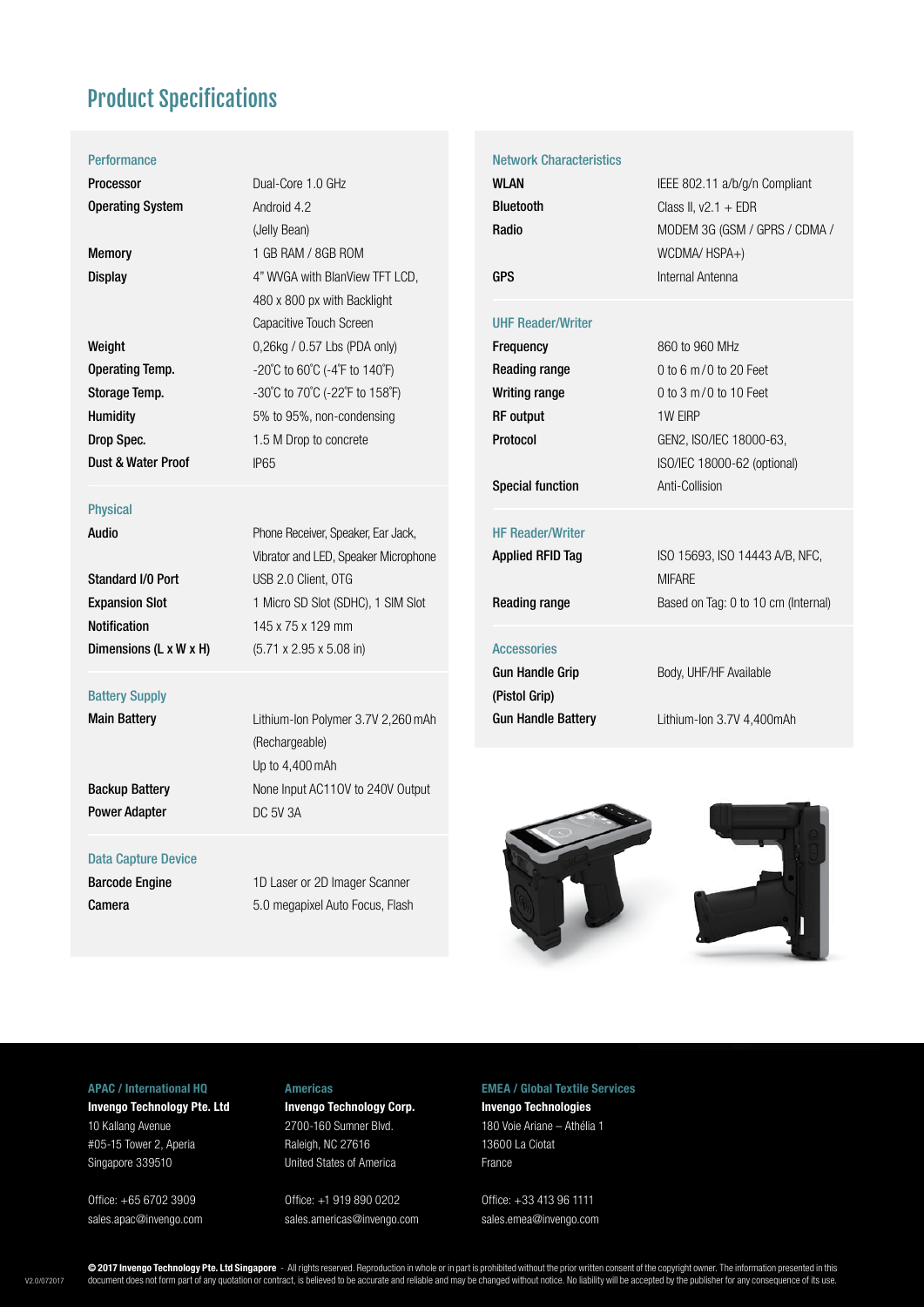## Product Specifications

### Performance

| | |
|---|---|
| Processor | Dual-Core 1.0 GHz |
| Operating System | Android 4.2 (Jelly Bean) |
| Memory | 1 GB RAM / 8GB ROM |
| Display | 4" WVGA with BlanView TFT LCD, 480 x 800 px with Backlight Capacitive Touch Screen |
| Weight | 0,26kg / 0.57 Lbs (PDA only) |
| Operating Temp. | -20˚C to 60˚C (-4˚F to 140˚F) |
| Storage Temp. | -30˚C to 70˚C (-22˚F to 158˚F) |
| Humidity | 5% to 95%, non-condensing |
| Drop Spec. | 1.5 M Drop to concrete |
| Dust & Water Proof | IP65 |

### Physical

| | |
|---|---|
| Audio | Phone Receiver, Speaker, Ear Jack, Vibrator and LED, Speaker Microphone |
| Standard I/0 Port | USB 2.0 Client, OTG |
| Expansion Slot | 1 Micro SD Slot (SDHC), 1 SIM Slot |
| Notification | 145 x 75 x 129 mm |
| Dimensions (L x W x H) | (5.71 x 2.95 x 5.08 in) |

### Battery Supply

| | |
|---|---|
| Main Battery | Lithium-Ion Polymer 3.7V 2,260 mAh (Rechargeable) Up to 4,400 mAh |
| Backup Battery | None Input AC110V to 240V Output |
| Power Adapter | DC 5V 3A |

### Data Capture Device

| | |
|---|---|
| Barcode Engine | 1D Laser or 2D Imager Scanner |
| Camera | 5.0 megapixel Auto Focus, Flash |

### Network Characteristics

| | |
|---|---|
| WLAN | IEEE 802.11 a/b/g/n Compliant |
| Bluetooth | Class II, v2.1 + EDR |
| Radio | MODEM 3G (GSM / GPRS / CDMA / WCDMA/ HSPA+) |
| GPS | Internal Antenna |

### UHF Reader/Writer

| | |
|---|---|
| Frequency | 860 to 960 MHz |
| Reading range | 0 to 6 m / 0 to 20 Feet |
| Writing range | 0 to 3 m / 0 to 10 Feet |
| RF output | 1W EIRP |
| Protocol | GEN2, ISO/IEC 18000-63, ISO/IEC 18000-62 (optional) |
| Special function | Anti-Collision |

### HF Reader/Writer

| | |
|---|---|
| Applied RFID Tag | ISO 15693, ISO 14443 A/B, NFC, MIFARE |
| Reading range | Based on Tag: 0 to 10 cm (Internal) |

### Accessories

| | |
|---|---|
| Gun Handle Grip (Pistol Grip) | Body, UHF/HF Available |
| Gun Handle Battery | Lithium-Ion 3.7V 4,400mAh |

**APAC / International HQ**
**Invengo Technology Pte. Ltd**
10 Kallang Avenue
#05-15 Tower 2, Aperia
Singapore 339510

Office: +65 6702 3909
sales.apac@invengo.com

**Americas**
**Invengo Technology Corp.**
2700-160 Sumner Blvd.
Raleigh, NC 27616
United States of America

Office: +1 919 890 0202
sales.americas@invengo.com

**EMEA / Global Textile Services**
**Invengo Technologies**
180 Voie Ariane – Athélia 1
13600 La Ciotat
France

Office: +33 413 96 1111
sales.emea@invengo.com

**© 2017 Invengo Technology Pte. Ltd Singapore** - All rights reserved. Reproduction in whole or in part is prohibited without the prior written consent of the copyright owner. The information presented in this document does not form part of any quotation or contract, is believed to be accurate and reliable and may be changed without notice. No liability will be accepted by the publisher for any consequence of its use.

V2.0/072017